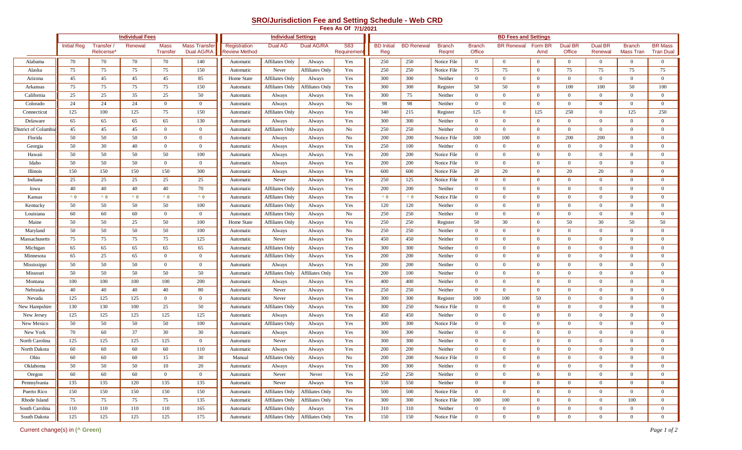# SRO/Jurisdiction Fee and Setting Schedule - Web CRD

**Fees As Of 7/1/2021**

| | Individual Fees | | | | | Individual Settings | | | | BD Fees and Settings | | | | | | | | | | |
|---|---|---|---|---|---|---|---|---|---|---|---|---|---|---|---|---|---|---|---|---|
| | Initial Reg | Transfer / Relicense* | Renewal | Mass Transfer | Mass Transfer Dual AG/RA | Registration Review Method | Dual AG | Dual AG/RA | S63 Requirement | BD Initial Reg | BD Renewal | Branch Reqmt | Branch Office | BR Renewal | Form BR Amd | Dual BR Office | Dual BR Renewal | Branch Mass Tran | BR Mass Tran Dual |
| Alabama | 70 | 70 | 70 | 70 | 140 | Automatic | Affiliates Only | Always | Yes | 250 | 250 | Notice File | 0 | 0 | 0 | 0 | 0 | 0 | 0 |
| Alaska | 75 | 75 | 75 | 75 | 150 | Automatic | Never | Affiliates Only | Yes | 250 | 250 | Notice File | 75 | 75 | 0 | 75 | 75 | 75 | 75 |
| Arizona | 45 | 45 | 45 | 45 | 85 | Home State | Affiliates Only | Always | Yes | 300 | 300 | Neither | 0 | 0 | 0 | 0 | 0 | 0 | 0 |
| Arkansas | 75 | 75 | 75 | 75 | 150 | Automatic | Affiliates Only | Affiliates Only | Yes | 300 | 300 | Register | 50 | 50 | 0 | 100 | 100 | 50 | 100 |
| California | 25 | 25 | 35 | 25 | 50 | Automatic | Always | Always | Yes | 300 | 75 | Neither | 0 | 0 | 0 | 0 | 0 | 0 | 0 |
| Colorado | 24 | 24 | 24 | 0 | 0 | Automatic | Always | Always | No | 98 | 98 | Neither | 0 | 0 | 0 | 0 | 0 | 0 | 0 |
| Connecticut | 125 | 100 | 125 | 75 | 150 | Automatic | Affiliates Only | Always | Yes | 340 | 215 | Register | 125 | 0 | 125 | 250 | 0 | 125 | 250 |
| Delaware | 65 | 65 | 65 | 65 | 130 | Automatic | Always | Always | Yes | 300 | 300 | Neither | 0 | 0 | 0 | 0 | 0 | 0 | 0 |
| District of Columbia | 45 | 45 | 45 | 0 | 0 | Automatic | Affiliates Only | Always | No | 250 | 250 | Neither | 0 | 0 | 0 | 0 | 0 | 0 | 0 |
| Florida | 50 | 50 | 50 | 0 | 0 | Automatic | Always | Always | No | 200 | 200 | Notice File | 100 | 100 | 0 | 200 | 200 | 0 | 0 |
| Georgia | 50 | 30 | 40 | 0 | 0 | Automatic | Always | Always | Yes | 250 | 100 | Neither | 0 | 0 | 0 | 0 | 0 | 0 | 0 |
| Hawaii | 50 | 50 | 50 | 50 | 100 | Automatic | Always | Always | Yes | 200 | 200 | Notice File | 0 | 0 | 0 | 0 | 0 | 0 | 0 |
| Idaho | 50 | 50 | 50 | 0 | 0 | Automatic | Always | Always | Yes | 200 | 200 | Notice File | 0 | 0 | 0 | 0 | 0 | 0 | 0 |
| Illinois | 150 | 150 | 150 | 150 | 300 | Automatic | Always | Always | Yes | 600 | 600 | Notice File | 20 | 20 | 0 | 20 | 20 | 0 | 0 |
| Indiana | 25 | 25 | 25 | 25 | 25 | Automatic | Never | Always | Yes | 250 | 125 | Notice File | 0 | 0 | 0 | 0 | 0 | 0 | 0 |
| Iowa | 40 | 40 | 40 | 40 | 70 | Automatic | Affiliates Only | Always | Yes | 200 | 200 | Neither | 0 | 0 | 0 | 0 | 0 | 0 | 0 |
| Kansas | ^ 0 | ^ 0 | ^ 0 | ^ 0 | ^ 0 | Automatic | Affiliates Only | Always | Yes | ^ 0 | ^ 0 | Notice File | 0 | 0 | 0 | 0 | 0 | 0 | 0 |
| Kentucky | 50 | 50 | 50 | 50 | 100 | Automatic | Affiliates Only | Always | Yes | 120 | 120 | Neither | 0 | 0 | 0 | 0 | 0 | 0 | 0 |
| Louisiana | 60 | 60 | 60 | 0 | 0 | Automatic | Affiliates Only | Always | No | 250 | 250 | Neither | 0 | 0 | 0 | 0 | 0 | 0 | 0 |
| Maine | 50 | 50 | 25 | 50 | 100 | Home State | Affiliates Only | Always | Yes | 250 | 250 | Register | 50 | 30 | 0 | 50 | 30 | 50 | 50 |
| Maryland | 50 | 50 | 50 | 50 | 100 | Automatic | Always | Always | No | 250 | 250 | Neither | 0 | 0 | 0 | 0 | 0 | 0 | 0 |
| Massachusetts | 75 | 75 | 75 | 75 | 125 | Automatic | Never | Always | Yes | 450 | 450 | Neither | 0 | 0 | 0 | 0 | 0 | 0 | 0 |
| Michigan | 65 | 65 | 65 | 65 | 65 | Automatic | Affiliates Only | Always | Yes | 300 | 300 | Neither | 0 | 0 | 0 | 0 | 0 | 0 | 0 |
| Minnesota | 65 | 25 | 65 | 0 | 0 | Automatic | Affiliates Only | Always | Yes | 200 | 200 | Neither | 0 | 0 | 0 | 0 | 0 | 0 | 0 |
| Mississippi | 50 | 50 | 50 | 0 | 0 | Automatic | Always | Always | Yes | 200 | 200 | Neither | 0 | 0 | 0 | 0 | 0 | 0 | 0 |
| Missouri | 50 | 50 | 50 | 50 | 50 | Automatic | Affiliates Only | Affiliates Only | Yes | 200 | 100 | Neither | 0 | 0 | 0 | 0 | 0 | 0 | 0 |
| Montana | 100 | 100 | 100 | 100 | 200 | Automatic | Always | Always | Yes | 400 | 400 | Neither | 0 | 0 | 0 | 0 | 0 | 0 | 0 |
| Nebraska | 40 | 40 | 40 | 40 | 80 | Automatic | Never | Always | Yes | 250 | 250 | Neither | 0 | 0 | 0 | 0 | 0 | 0 | 0 |
| Nevada | 125 | 125 | 125 | 0 | 0 | Automatic | Never | Always | Yes | 300 | 300 | Register | 100 | 100 | 50 | 0 | 0 | 0 | 0 |
| New Hampshire | 130 | 130 | 100 | 25 | 50 | Automatic | Affiliates Only | Always | Yes | 300 | 250 | Notice File | 0 | 0 | 0 | 0 | 0 | 0 | 0 |
| New Jersey | 125 | 125 | 125 | 125 | 125 | Automatic | Always | Always | Yes | 450 | 450 | Neither | 0 | 0 | 0 | 0 | 0 | 0 | 0 |
| New Mexico | 50 | 50 | 50 | 50 | 100 | Automatic | Affiliates Only | Always | Yes | 300 | 300 | Notice File | 0 | 0 | 0 | 0 | 0 | 0 | 0 |
| New York | 70 | 60 | 37 | 30 | 30 | Automatic | Always | Always | Yes | 300 | 300 | Neither | 0 | 0 | 0 | 0 | 0 | 0 | 0 |
| North Carolina | 125 | 125 | 125 | 125 | 0 | Automatic | Never | Always | Yes | 300 | 300 | Neither | 0 | 0 | 0 | 0 | 0 | 0 | 0 |
| North Dakota | 60 | 60 | 60 | 60 | 110 | Automatic | Always | Always | Yes | 200 | 200 | Neither | 0 | 0 | 0 | 0 | 0 | 0 | 0 |
| Ohio | 60 | 60 | 60 | 15 | 30 | Manual | Affiliates Only | Always | No | 200 | 200 | Notice File | 0 | 0 | 0 | 0 | 0 | 0 | 0 |
| Oklahoma | 50 | 50 | 50 | 10 | 20 | Automatic | Always | Always | Yes | 300 | 300 | Neither | 0 | 0 | 0 | 0 | 0 | 0 | 0 |
| Oregon | 60 | 60 | 60 | 0 | 0 | Automatic | Never | Never | Yes | 250 | 250 | Neither | 0 | 0 | 0 | 0 | 0 | 0 | 0 |
| Pennsylvania | 135 | 135 | 120 | 135 | 135 | Automatic | Never | Always | Yes | 550 | 550 | Neither | 0 | 0 | 0 | 0 | 0 | 0 | 0 |
| Puerto Rico | 150 | 150 | 150 | 150 | 150 | Automatic | Affiliates Only | Affiliates Only | No | 500 | 500 | Notice File | 0 | 0 | 0 | 0 | 0 | 0 | 0 |
| Rhode Island | 75 | 75 | 75 | 75 | 135 | Automatic | Affiliates Only | Affiliates Only | Yes | 300 | 300 | Notice File | 100 | 100 | 0 | 0 | 0 | 100 | 0 |
| South Carolina | 110 | 110 | 110 | 110 | 165 | Automatic | Affiliates Only | Always | Yes | 310 | 310 | Neither | 0 | 0 | 0 | 0 | 0 | 0 | 0 |
| South Dakota | 125 | 125 | 125 | 125 | 175 | Automatic | Affiliates Only | Affiliates Only | Yes | 150 | 150 | Notice File | 0 | 0 | 0 | 0 | 0 | 0 | 0 |

Current change(s) in (^ Green)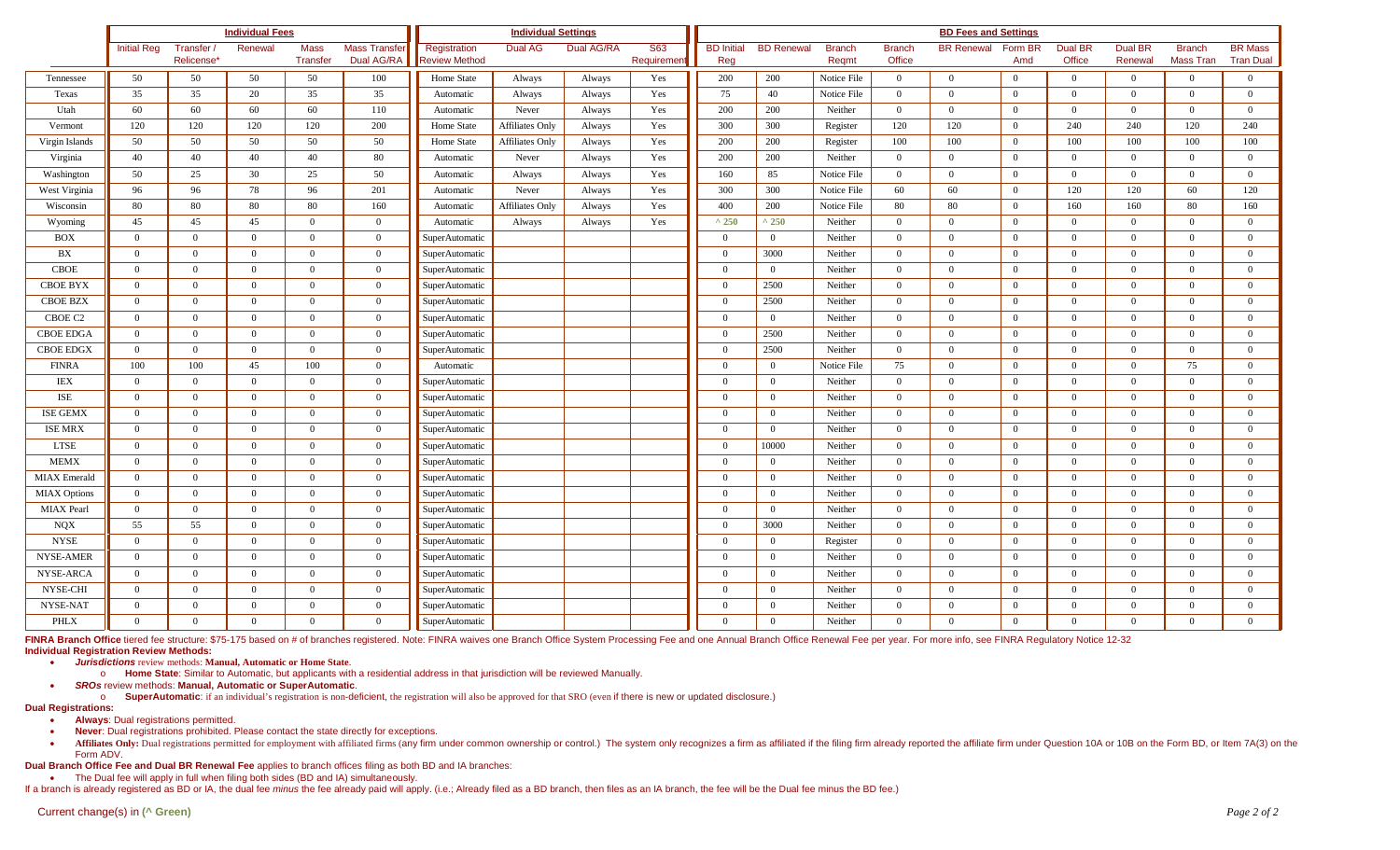| | Individual Fees | | | | | Individual Settings | | | | BD Fees and Settings | | | | | | | | | | |
|---|---|---|---|---|---|---|---|---|---|---|---|---|---|---|---|---|---|---|---|---|
| | Initial Reg | Transfer / Relicense* | Renewal | Mass Transfer | Mass Transfer Dual AG/RA | Registration Review Method | Dual AG | Dual AG/RA | S63 Requirement | BD Initial Reg | BD Renewal | Branch Reqmt | Branch Office | BR Renewal | Form BR Amd | Dual BR Office | Dual BR Renewal | Branch Mass Tran | BR Mass Tran Dual |
| Tennessee | 50 | 50 | 50 | 50 | 100 | Home State | Always | Always | Yes | 200 | 200 | Notice File | 0 | 0 | 0 | 0 | 0 | 0 | 0 |
| Texas | 35 | 35 | 20 | 35 | 35 | Automatic | Always | Always | Yes | 75 | 40 | Notice File | 0 | 0 | 0 | 0 | 0 | 0 | 0 |
| Utah | 60 | 60 | 60 | 60 | 110 | Automatic | Never | Always | Yes | 200 | 200 | Neither | 0 | 0 | 0 | 0 | 0 | 0 | 0 |
| Vermont | 120 | 120 | 120 | 120 | 200 | Home State | Affiliates Only | Always | Yes | 300 | 300 | Register | 120 | 120 | 0 | 240 | 240 | 120 | 240 |
| Virgin Islands | 50 | 50 | 50 | 50 | 50 | Home State | Affiliates Only | Always | Yes | 200 | 200 | Register | 100 | 100 | 0 | 100 | 100 | 100 | 100 |
| Virginia | 40 | 40 | 40 | 40 | 80 | Automatic | Never | Always | Yes | 200 | 200 | Neither | 0 | 0 | 0 | 0 | 0 | 0 | 0 |
| Washington | 50 | 25 | 30 | 25 | 50 | Automatic | Always | Always | Yes | 160 | 85 | Notice File | 0 | 0 | 0 | 0 | 0 | 0 | 0 |
| West Virginia | 96 | 96 | 78 | 96 | 201 | Automatic | Never | Always | Yes | 300 | 300 | Notice File | 60 | 60 | 0 | 120 | 120 | 60 | 120 |
| Wisconsin | 80 | 80 | 80 | 80 | 160 | Automatic | Affiliates Only | Always | Yes | 400 | 200 | Notice File | 80 | 80 | 0 | 160 | 160 | 80 | 160 |
| Wyoming | 45 | 45 | 45 | 0 | 0 | Automatic | Always | Always | Yes | ^ 250 | ^ 250 | Neither | 0 | 0 | 0 | 0 | 0 | 0 | 0 |
| BOX | 0 | 0 | 0 | 0 | 0 | SuperAutomatic | | | | 0 | 0 | Neither | 0 | 0 | 0 | 0 | 0 | 0 | 0 |
| BX | 0 | 0 | 0 | 0 | 0 | SuperAutomatic | | | | 0 | 3000 | Neither | 0 | 0 | 0 | 0 | 0 | 0 | 0 |
| CBOE | 0 | 0 | 0 | 0 | 0 | SuperAutomatic | | | | 0 | 0 | Neither | 0 | 0 | 0 | 0 | 0 | 0 | 0 |
| CBOE BYX | 0 | 0 | 0 | 0 | 0 | SuperAutomatic | | | | 0 | 2500 | Neither | 0 | 0 | 0 | 0 | 0 | 0 | 0 |
| CBOE BZX | 0 | 0 | 0 | 0 | 0 | SuperAutomatic | | | | 0 | 2500 | Neither | 0 | 0 | 0 | 0 | 0 | 0 | 0 |
| CBOE C2 | 0 | 0 | 0 | 0 | 0 | SuperAutomatic | | | | 0 | 0 | Neither | 0 | 0 | 0 | 0 | 0 | 0 | 0 |
| CBOE EDGA | 0 | 0 | 0 | 0 | 0 | SuperAutomatic | | | | 0 | 2500 | Neither | 0 | 0 | 0 | 0 | 0 | 0 | 0 |
| CBOE EDGX | 0 | 0 | 0 | 0 | 0 | SuperAutomatic | | | | 0 | 2500 | Neither | 0 | 0 | 0 | 0 | 0 | 0 | 0 |
| FINRA | 100 | 100 | 45 | 100 | 0 | Automatic | | | | 0 | 0 | Notice File | 75 | 0 | 0 | 0 | 0 | 75 | 0 |
| IEX | 0 | 0 | 0 | 0 | 0 | SuperAutomatic | | | | 0 | 0 | Neither | 0 | 0 | 0 | 0 | 0 | 0 | 0 |
| ISE | 0 | 0 | 0 | 0 | 0 | SuperAutomatic | | | | 0 | 0 | Neither | 0 | 0 | 0 | 0 | 0 | 0 | 0 |
| ISE GEMX | 0 | 0 | 0 | 0 | 0 | SuperAutomatic | | | | 0 | 0 | Neither | 0 | 0 | 0 | 0 | 0 | 0 | 0 |
| ISE MRX | 0 | 0 | 0 | 0 | 0 | SuperAutomatic | | | | 0 | 0 | Neither | 0 | 0 | 0 | 0 | 0 | 0 | 0 |
| LTSE | 0 | 0 | 0 | 0 | 0 | SuperAutomatic | | | | 0 | 10000 | Neither | 0 | 0 | 0 | 0 | 0 | 0 | 0 |
| MEMX | 0 | 0 | 0 | 0 | 0 | SuperAutomatic | | | | 0 | 0 | Neither | 0 | 0 | 0 | 0 | 0 | 0 | 0 |
| MIAX Emerald | 0 | 0 | 0 | 0 | 0 | SuperAutomatic | | | | 0 | 0 | Neither | 0 | 0 | 0 | 0 | 0 | 0 | 0 |
| MIAX Options | 0 | 0 | 0 | 0 | 0 | SuperAutomatic | | | | 0 | 0 | Neither | 0 | 0 | 0 | 0 | 0 | 0 | 0 |
| MIAX Pearl | 0 | 0 | 0 | 0 | 0 | SuperAutomatic | | | | 0 | 0 | Neither | 0 | 0 | 0 | 0 | 0 | 0 | 0 |
| NQX | 55 | 55 | 0 | 0 | 0 | SuperAutomatic | | | | 0 | 3000 | Neither | 0 | 0 | 0 | 0 | 0 | 0 | 0 |
| NYSE | 0 | 0 | 0 | 0 | 0 | SuperAutomatic | | | | 0 | 0 | Register | 0 | 0 | 0 | 0 | 0 | 0 | 0 |
| NYSE-AMER | 0 | 0 | 0 | 0 | 0 | SuperAutomatic | | | | 0 | 0 | Neither | 0 | 0 | 0 | 0 | 0 | 0 | 0 |
| NYSE-ARCA | 0 | 0 | 0 | 0 | 0 | SuperAutomatic | | | | 0 | 0 | Neither | 0 | 0 | 0 | 0 | 0 | 0 | 0 |
| NYSE-CHI | 0 | 0 | 0 | 0 | 0 | SuperAutomatic | | | | 0 | 0 | Neither | 0 | 0 | 0 | 0 | 0 | 0 | 0 |
| NYSE-NAT | 0 | 0 | 0 | 0 | 0 | SuperAutomatic | | | | 0 | 0 | Neither | 0 | 0 | 0 | 0 | 0 | 0 | 0 |
| PHLX | 0 | 0 | 0 | 0 | 0 | SuperAutomatic | | | | 0 | 0 | Neither | 0 | 0 | 0 | 0 | 0 | 0 | 0 |

**FINRA Branch Office** tiered fee structure: $75-175 based on # of branches registered. Note: FINRA waives one Branch Office System Processing Fee and one Annual Branch Office Renewal Fee per year. For more info, see FINRA Regulatory Notice 12-32

**Individual Registration Review Methods:**

- ***Jurisdictions*** review methods: **Manual, Automatic or Home State**.
  - **Home State**: Similar to Automatic, but applicants with a residential address in that jurisdiction will be reviewed Manually.
- ***SROs*** review methods: **Manual, Automatic or SuperAutomatic**.
  - **SuperAutomatic**: if an individual's registration is non-deficient, the registration will also be approved for that SRO (even if there is new or updated disclosure.)

**Dual Registrations:**

- **Always**: Dual registrations permitted.
- **Never**: Dual registrations prohibited. Please contact the state directly for exceptions.
- **Affiliates Only:** Dual registrations permitted for employment with affiliated firms (any firm under common ownership or control.) The system only recognizes a firm as affiliated if the filing firm already reported the affiliate firm under Question 10A or 10B on the Form BD, or Item 7A(3) on the Form ADV.

**Dual Branch Office Fee and Dual BR Renewal Fee** applies to branch offices filing as both BD and IA branches:

- The Dual fee will apply in full when filing both sides (BD and IA) simultaneously.

If a branch is already registered as BD or IA, the dual fee *minus* the fee already paid will apply. (i.e.; Already filed as a BD branch, then files as an IA branch, the fee will be the Dual fee minus the BD fee.)

Current change(s) in **(^ Green)**